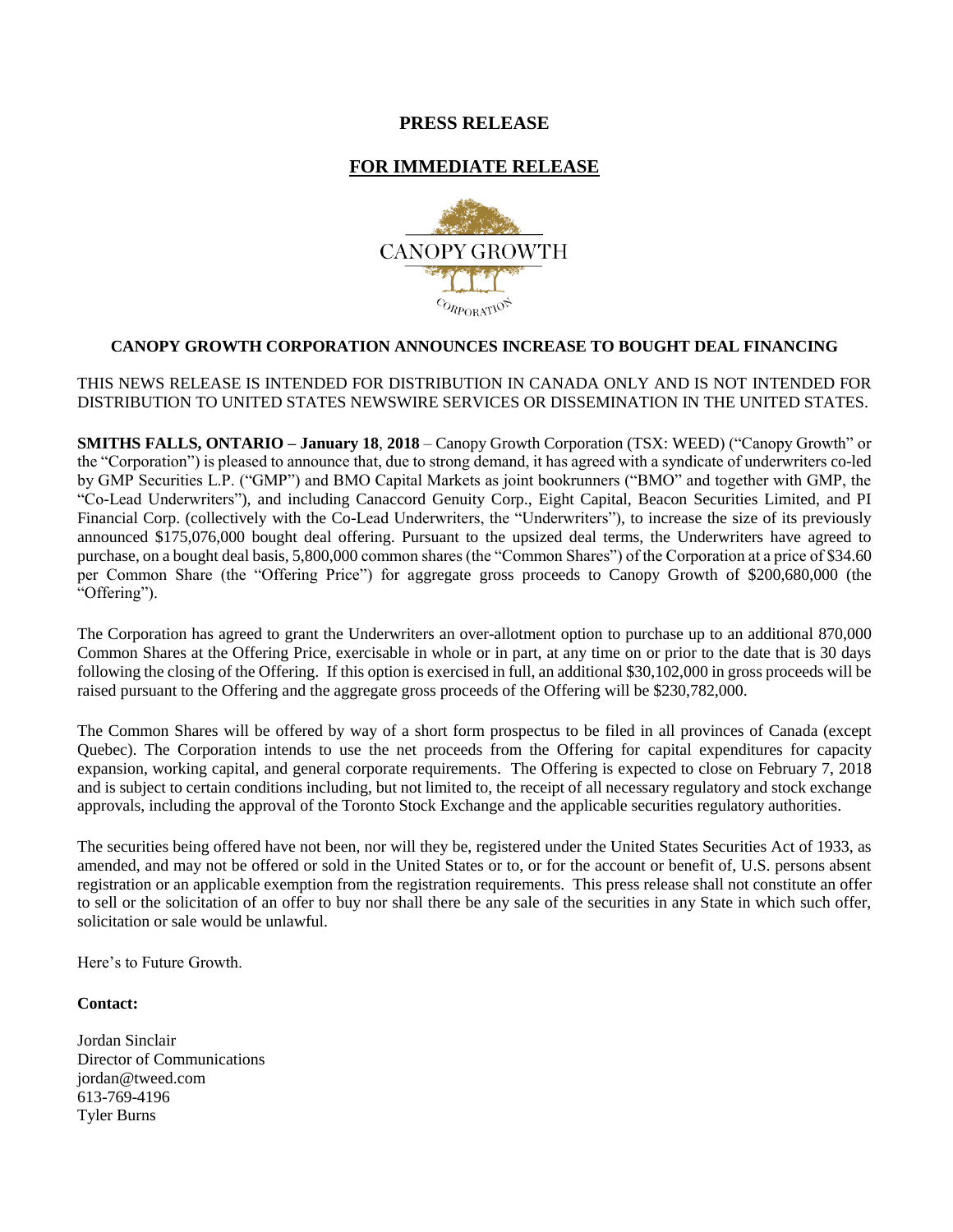**PRESS RELEASE**

**FOR IMMEDIATE RELEASE**

CANOPY GROWTH

CORPORATION

**CANOPY GROWTH CORPORATION ANNOUNCES INCREASE TO BOUGHT DEAL FINANCING**

THIS NEWS RELEASE IS INTENDED FOR DISTRIBUTION IN CANADA ONLY AND IS NOT INTENDED FOR DISTRIBUTION TO UNITED STATES NEWSWIRE SERVICES OR DISSEMINATION IN THE UNITED STATES.

**SMITHS FALLS, ONTARIO – January 18**, **2018** – Canopy Growth Corporation (TSX: WEED) ("Canopy Growth" or the "Corporation") is pleased to announce that, due to strong demand, it has agreed with a syndicate of underwriters co-led by GMP Securities L.P. ("GMP") and BMO Capital Markets as joint bookrunners ("BMO" and together with GMP, the "Co-Lead Underwriters"), and including Canaccord Genuity Corp., Eight Capital, Beacon Securities Limited, and PI Financial Corp. (collectively with the Co-Lead Underwriters, the "Underwriters"), to increase the size of its previously announced $175,076,000 bought deal offering. Pursuant to the upsized deal terms, the Underwriters have agreed to purchase, on a bought deal basis, 5,800,000 common shares (the "Common Shares") of the Corporation at a price of $34.60 per Common Share (the "Offering Price") for aggregate gross proceeds to Canopy Growth of $200,680,000 (the "Offering").

The Corporation has agreed to grant the Underwriters an over-allotment option to purchase up to an additional 870,000 Common Shares at the Offering Price, exercisable in whole or in part, at any time on or prior to the date that is 30 days following the closing of the Offering. If this option is exercised in full, an additional $30,102,000 in gross proceeds will be raised pursuant to the Offering and the aggregate gross proceeds of the Offering will be $230,782,000.

The Common Shares will be offered by way of a short form prospectus to be filed in all provinces of Canada (except Quebec). The Corporation intends to use the net proceeds from the Offering for capital expenditures for capacity expansion, working capital, and general corporate requirements. The Offering is expected to close on February 7, 2018 and is subject to certain conditions including, but not limited to, the receipt of all necessary regulatory and stock exchange approvals, including the approval of the Toronto Stock Exchange and the applicable securities regulatory authorities.

The securities being offered have not been, nor will they be, registered under the United States Securities Act of 1933, as amended, and may not be offered or sold in the United States or to, or for the account or benefit of, U.S. persons absent registration or an applicable exemption from the registration requirements. This press release shall not constitute an offer to sell or the solicitation of an offer to buy nor shall there be any sale of the securities in any State in which such offer, solicitation or sale would be unlawful.

Here's to Future Growth.

**Contact:**

Jordan Sinclair
Director of Communications
jordan@tweed.com
613-769-4196
Tyler Burns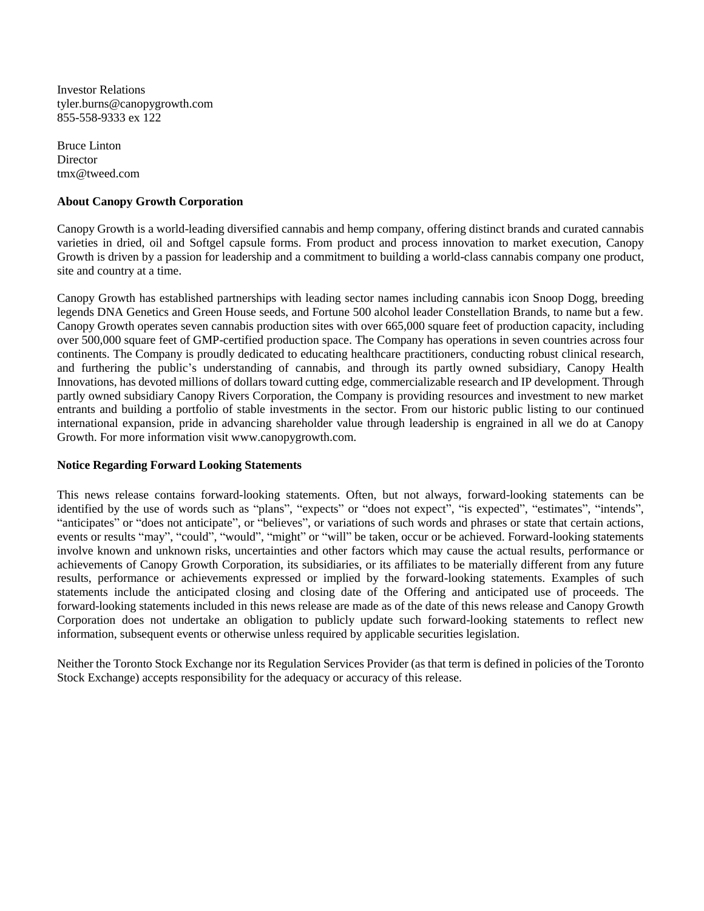Investor Relations
tyler.burns@canopygrowth.com
855-558-9333 ex 122

Bruce Linton
Director
tmx@tweed.com

**About Canopy Growth Corporation**

Canopy Growth is a world-leading diversified cannabis and hemp company, offering distinct brands and curated cannabis varieties in dried, oil and Softgel capsule forms. From product and process innovation to market execution, Canopy Growth is driven by a passion for leadership and a commitment to building a world-class cannabis company one product, site and country at a time.

Canopy Growth has established partnerships with leading sector names including cannabis icon Snoop Dogg, breeding legends DNA Genetics and Green House seeds, and Fortune 500 alcohol leader Constellation Brands, to name but a few. Canopy Growth operates seven cannabis production sites with over 665,000 square feet of production capacity, including over 500,000 square feet of GMP-certified production space. The Company has operations in seven countries across four continents. The Company is proudly dedicated to educating healthcare practitioners, conducting robust clinical research, and furthering the public's understanding of cannabis, and through its partly owned subsidiary, Canopy Health Innovations, has devoted millions of dollars toward cutting edge, commercializable research and IP development. Through partly owned subsidiary Canopy Rivers Corporation, the Company is providing resources and investment to new market entrants and building a portfolio of stable investments in the sector. From our historic public listing to our continued international expansion, pride in advancing shareholder value through leadership is engrained in all we do at Canopy Growth. For more information visit www.canopygrowth.com.

**Notice Regarding Forward Looking Statements**

This news release contains forward-looking statements. Often, but not always, forward-looking statements can be identified by the use of words such as "plans", "expects" or "does not expect", "is expected", "estimates", "intends", "anticipates" or "does not anticipate", or "believes", or variations of such words and phrases or state that certain actions, events or results "may", "could", "would", "might" or "will" be taken, occur or be achieved. Forward-looking statements involve known and unknown risks, uncertainties and other factors which may cause the actual results, performance or achievements of Canopy Growth Corporation, its subsidiaries, or its affiliates to be materially different from any future results, performance or achievements expressed or implied by the forward-looking statements. Examples of such statements include the anticipated closing and closing date of the Offering and anticipated use of proceeds. The forward-looking statements included in this news release are made as of the date of this news release and Canopy Growth Corporation does not undertake an obligation to publicly update such forward-looking statements to reflect new information, subsequent events or otherwise unless required by applicable securities legislation.

Neither the Toronto Stock Exchange nor its Regulation Services Provider (as that term is defined in policies of the Toronto Stock Exchange) accepts responsibility for the adequacy or accuracy of this release.